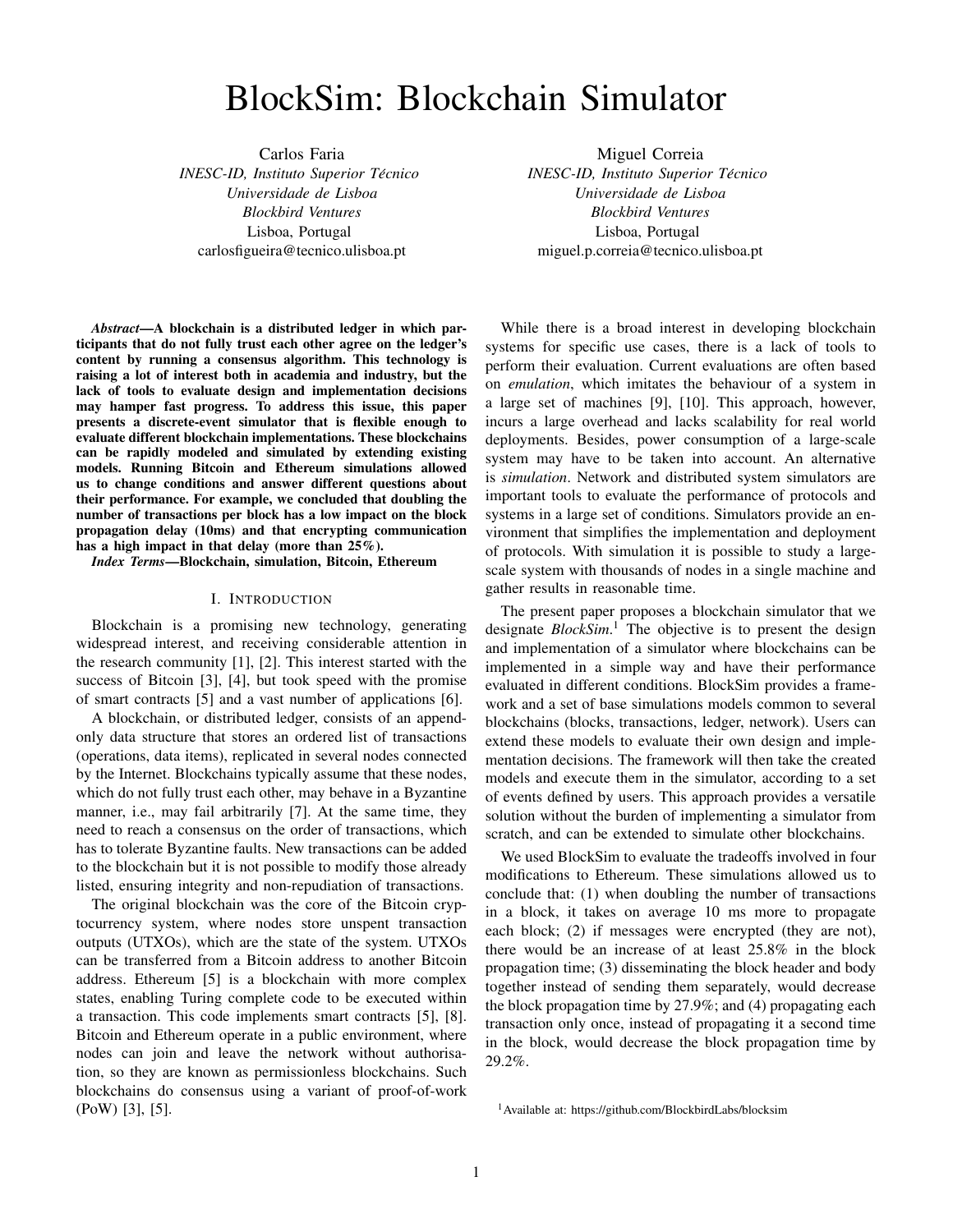# BlockSim: Blockchain Simulator

Carlos Faria
*INESC-ID, Instituto Superior Técnico*
*Universidade de Lisboa*
*Blockbird Ventures*
Lisboa, Portugal
carlosfigueira@tecnico.ulisboa.pt

Miguel Correia
*INESC-ID, Instituto Superior Técnico*
*Universidade de Lisboa*
*Blockbird Ventures*
Lisboa, Portugal
miguel.p.correia@tecnico.ulisboa.pt

***Abstract*—A blockchain is a distributed ledger in which participants that do not fully trust each other agree on the ledger's content by running a consensus algorithm. This technology is raising a lot of interest both in academia and industry, but the lack of tools to evaluate design and implementation decisions may hamper fast progress. To address this issue, this paper presents a discrete-event simulator that is flexible enough to evaluate different blockchain implementations. These blockchains can be rapidly modeled and simulated by extending existing models. Running Bitcoin and Ethereum simulations allowed us to change conditions and answer different questions about their performance. For example, we concluded that doubling the number of transactions per block has a low impact on the block propagation delay (10ms) and that encrypting communication has a high impact in that delay (more than 25%).**

***Index Terms*—Blockchain, simulation, Bitcoin, Ethereum**

## I. Introduction

Blockchain is a promising new technology, generating widespread interest, and receiving considerable attention in the research community [1], [2]. This interest started with the success of Bitcoin [3], [4], but took speed with the promise of smart contracts [5] and a vast number of applications [6].

A blockchain, or distributed ledger, consists of an append-only data structure that stores an ordered list of transactions (operations, data items), replicated in several nodes connected by the Internet. Blockchains typically assume that these nodes, which do not fully trust each other, may behave in a Byzantine manner, i.e., may fail arbitrarily [7]. At the same time, they need to reach a consensus on the order of transactions, which has to tolerate Byzantine faults. New transactions can be added to the blockchain but it is not possible to modify those already listed, ensuring integrity and non-repudiation of transactions.

The original blockchain was the core of the Bitcoin cryptocurrency system, where nodes store unspent transaction outputs (UTXOs), which are the state of the system. UTXOs can be transferred from a Bitcoin address to another Bitcoin address. Ethereum [5] is a blockchain with more complex states, enabling Turing complete code to be executed within a transaction. This code implements smart contracts [5], [8]. Bitcoin and Ethereum operate in a public environment, where nodes can join and leave the network without authorisation, so they are known as permissionless blockchains. Such blockchains do consensus using a variant of proof-of-work (PoW) [3], [5].

While there is a broad interest in developing blockchain systems for specific use cases, there is a lack of tools to perform their evaluation. Current evaluations are often based on *emulation*, which imitates the behaviour of a system in a large set of machines [9], [10]. This approach, however, incurs a large overhead and lacks scalability for real world deployments. Besides, power consumption of a large-scale system may have to be taken into account. An alternative is *simulation*. Network and distributed system simulators are important tools to evaluate the performance of protocols and systems in a large set of conditions. Simulators provide an environment that simplifies the implementation and deployment of protocols. With simulation it is possible to study a large-scale system with thousands of nodes in a single machine and gather results in reasonable time.

The present paper proposes a blockchain simulator that we designate *BlockSim*.[1] The objective is to present the design and implementation of a simulator where blockchains can be implemented in a simple way and have their performance evaluated in different conditions. BlockSim provides a framework and a set of base simulations models common to several blockchains (blocks, transactions, ledger, network). Users can extend these models to evaluate their own design and implementation decisions. The framework will then take the created models and execute them in the simulator, according to a set of events defined by users. This approach provides a versatile solution without the burden of implementing a simulator from scratch, and can be extended to simulate other blockchains.

We used BlockSim to evaluate the tradeoffs involved in four modifications to Ethereum. These simulations allowed us to conclude that: (1) when doubling the number of transactions in a block, it takes on average 10 ms more to propagate each block; (2) if messages were encrypted (they are not), there would be an increase of at least 25.8% in the block propagation time; (3) disseminating the block header and body together instead of sending them separately, would decrease the block propagation time by 27.9%; and (4) propagating each transaction only once, instead of propagating it a second time in the block, would decrease the block propagation time by 29.2%.

[1] Available at: https://github.com/BlockbirdLabs/blocksim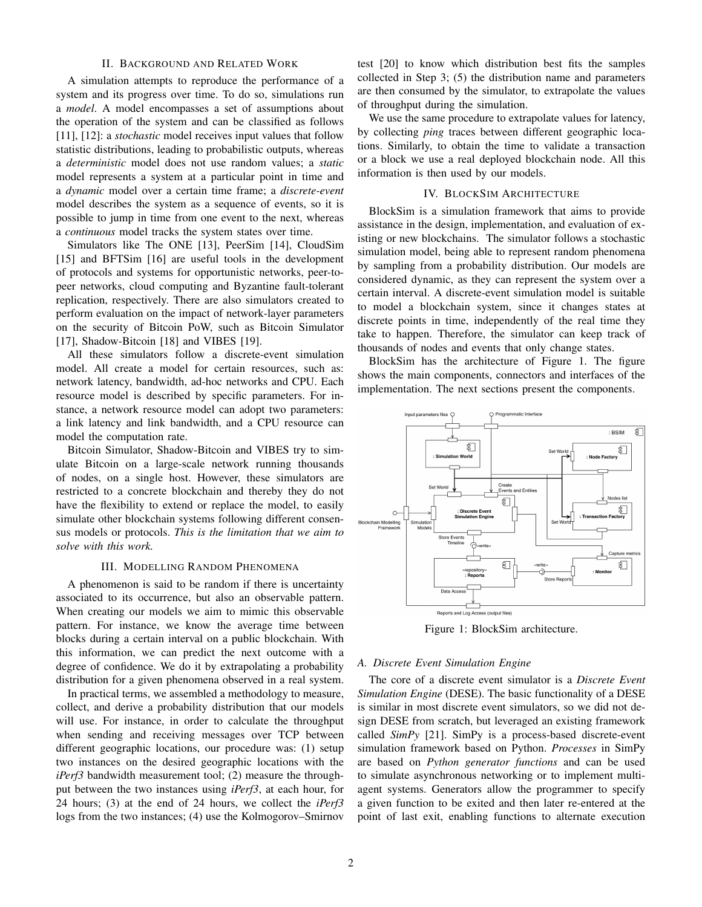## II. Background and Related Work

A simulation attempts to reproduce the performance of a system and its progress over time. To do so, simulations run a *model*. A model encompasses a set of assumptions about the operation of the system and can be classified as follows [11], [12]: a *stochastic* model receives input values that follow statistic distributions, leading to probabilistic outputs, whereas a *deterministic* model does not use random values; a *static* model represents a system at a particular point in time and a *dynamic* model over a certain time frame; a *discrete-event* model describes the system as a sequence of events, so it is possible to jump in time from one event to the next, whereas a *continuous* model tracks the system states over time.

Simulators like The ONE [13], PeerSim [14], CloudSim [15] and BFTSim [16] are useful tools in the development of protocols and systems for opportunistic networks, peer-to-peer networks, cloud computing and Byzantine fault-tolerant replication, respectively. There are also simulators created to perform evaluation on the impact of network-layer parameters on the security of Bitcoin PoW, such as Bitcoin Simulator [17], Shadow-Bitcoin [18] and VIBES [19].

All these simulators follow a discrete-event simulation model. All create a model for certain resources, such as: network latency, bandwidth, ad-hoc networks and CPU. Each resource model is described by specific parameters. For instance, a network resource model can adopt two parameters: a link latency and link bandwidth, and a CPU resource can model the computation rate.

Bitcoin Simulator, Shadow-Bitcoin and VIBES try to simulate Bitcoin on a large-scale network running thousands of nodes, on a single host. However, these simulators are restricted to a concrete blockchain and thereby they do not have the flexibility to extend or replace the model, to easily simulate other blockchain systems following different consensus models or protocols. *This is the limitation that we aim to solve with this work.*

## III. Modelling Random Phenomena

A phenomenon is said to be random if there is uncertainty associated to its occurrence, but also an observable pattern. When creating our models we aim to mimic this observable pattern. For instance, we know the average time between blocks during a certain interval on a public blockchain. With this information, we can predict the next outcome with a degree of confidence. We do it by extrapolating a probability distribution for a given phenomena observed in a real system.

In practical terms, we assembled a methodology to measure, collect, and derive a probability distribution that our models will use. For instance, in order to calculate the throughput when sending and receiving messages over TCP between different geographic locations, our procedure was: (1) setup two instances on the desired geographic locations with the *iPerf3* bandwidth measurement tool; (2) measure the throughput between the two instances using *iPerf3*, at each hour, for 24 hours; (3) at the end of 24 hours, we collect the *iPerf3* logs from the two instances; (4) use the Kolmogorov–Smirnov test [20] to know which distribution best fits the samples collected in Step 3; (5) the distribution name and parameters are then consumed by the simulator, to extrapolate the values of throughput during the simulation.

We use the same procedure to extrapolate values for latency, by collecting *ping* traces between different geographic locations. Similarly, to obtain the time to validate a transaction or a block we use a real deployed blockchain node. All this information is then used by our models.

## IV. BlockSim Architecture

BlockSim is a simulation framework that aims to provide assistance in the design, implementation, and evaluation of existing or new blockchains. The simulator follows a stochastic simulation model, being able to represent random phenomena by sampling from a probability distribution. Our models are considered dynamic, as they can represent the system over a certain interval. A discrete-event simulation model is suitable to model a blockchain system, since it changes states at discrete points in time, independently of the real time they take to happen. Therefore, the simulator can keep track of thousands of nodes and events that only change states.

BlockSim has the architecture of Figure 1. The figure shows the main components, connectors and interfaces of the implementation. The next sections present the components.

Figure 1: BlockSim architecture.

### A. Discrete Event Simulation Engine

The core of a discrete event simulator is a *Discrete Event Simulation Engine* (DESE). The basic functionality of a DESE is similar in most discrete event simulators, so we did not design DESE from scratch, but leveraged an existing framework called *SimPy* [21]. SimPy is a process-based discrete-event simulation framework based on Python. *Processes* in SimPy are based on *Python generator functions* and can be used to simulate asynchronous networking or to implement multi-agent systems. Generators allow the programmer to specify a given function to be exited and then later re-entered at the point of last exit, enabling functions to alternate execution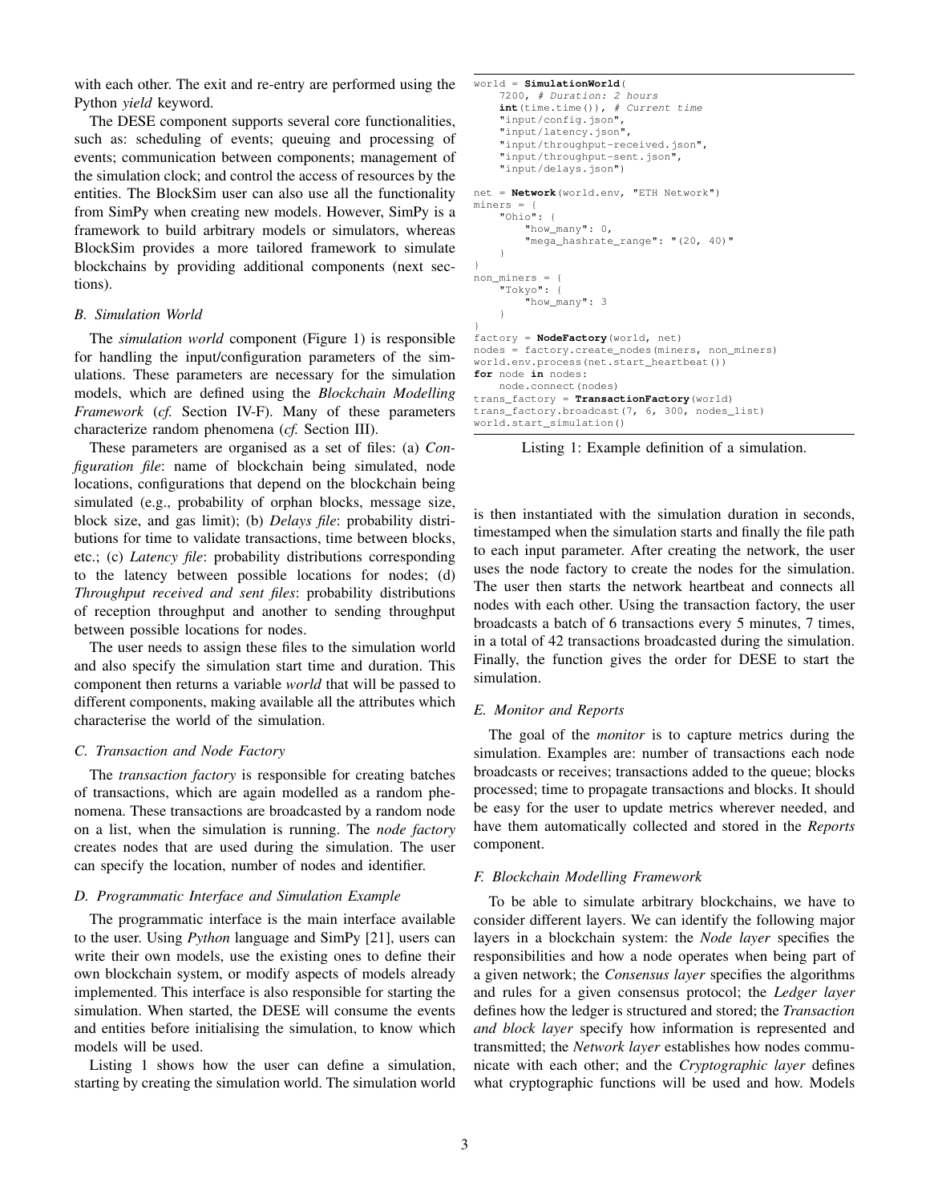with each other. The exit and re-entry are performed using the Python *yield* keyword.

The DESE component supports several core functionalities, such as: scheduling of events; queuing and processing of events; communication between components; management of the simulation clock; and control the access of resources by the entities. The BlockSim user can also use all the functionality from SimPy when creating new models. However, SimPy is a framework to build arbitrary models or simulators, whereas BlockSim provides a more tailored framework to simulate blockchains by providing additional components (next sections).

### B. Simulation World

The *simulation world* component (Figure 1) is responsible for handling the input/configuration parameters of the simulations. These parameters are necessary for the simulation models, which are defined using the *Blockchain Modelling Framework* (*cf.* Section IV-F). Many of these parameters characterize random phenomena (*cf.* Section III).

These parameters are organised as a set of files: (a) *Configuration file*: name of blockchain being simulated, node locations, configurations that depend on the blockchain being simulated (e.g., probability of orphan blocks, message size, block size, and gas limit); (b) *Delays file*: probability distributions for time to validate transactions, time between blocks, etc.; (c) *Latency file*: probability distributions corresponding to the latency between possible locations for nodes; (d) *Throughput received and sent files*: probability distributions of reception throughput and another to sending throughput between possible locations for nodes.

The user needs to assign these files to the simulation world and also specify the simulation start time and duration. This component then returns a variable *world* that will be passed to different components, making available all the attributes which characterise the world of the simulation.

### C. Transaction and Node Factory

The *transaction factory* is responsible for creating batches of transactions, which are again modelled as a random phenomena. These transactions are broadcasted by a random node on a list, when the simulation is running. The *node factory* creates nodes that are used during the simulation. The user can specify the location, number of nodes and identifier.

### D. Programmatic Interface and Simulation Example

The programmatic interface is the main interface available to the user. Using *Python* language and SimPy [21], users can write their own models, use the existing ones to define their own blockchain system, or modify aspects of models already implemented. This interface is also responsible for starting the simulation. When started, the DESE will consume the events and entities before initialising the simulation, to know which models will be used.

Listing 1 shows how the user can define a simulation, starting by creating the simulation world. The simulation world is then instantiated with the simulation duration in seconds, timestamped when the simulation starts and finally the file path to each input parameter. After creating the network, the user uses the node factory to create the nodes for the simulation. The user then starts the network heartbeat and connects all nodes with each other. Using the transaction factory, the user broadcasts a batch of 6 transactions every 5 minutes, 7 times, in a total of 42 transactions broadcasted during the simulation. Finally, the function gives the order for DESE to start the simulation.

```
world = SimulationWorld(
    7200, # Duration: 2 hours
    int(time.time()), # Current time
    "input/config.json",
    "input/latency.json",
    "input/throughput-received.json",
    "input/throughput-sent.json",
    "input/delays.json")

net = Network(world.env, "ETH Network")
miners = {
    "Ohio": {
        "how_many": 0,
        "mega_hashrate_range": "(20, 40)"
    }
}
non_miners = {
    "Tokyo": {
        "how_many": 3
    }
}
factory = NodeFactory(world, net)
nodes = factory.create_nodes(miners, non_miners)
world.env.process(net.start_heartbeat())
for node in nodes:
    node.connect(nodes)
trans_factory = TransactionFactory(world)
trans_factory.broadcast(7, 6, 300, nodes_list)
world.start_simulation()
```

Listing 1: Example definition of a simulation.

### E. Monitor and Reports

The goal of the *monitor* is to capture metrics during the simulation. Examples are: number of transactions each node broadcasts or receives; transactions added to the queue; blocks processed; time to propagate transactions and blocks. It should be easy for the user to update metrics wherever needed, and have them automatically collected and stored in the *Reports* component.

### F. Blockchain Modelling Framework

To be able to simulate arbitrary blockchains, we have to consider different layers. We can identify the following major layers in a blockchain system: the *Node layer* specifies the responsibilities and how a node operates when being part of a given network; the *Consensus layer* specifies the algorithms and rules for a given consensus protocol; the *Ledger layer* defines how the ledger is structured and stored; the *Transaction and block layer* specify how information is represented and transmitted; the *Network layer* establishes how nodes communicate with each other; and the *Cryptographic layer* defines what cryptographic functions will be used and how. Models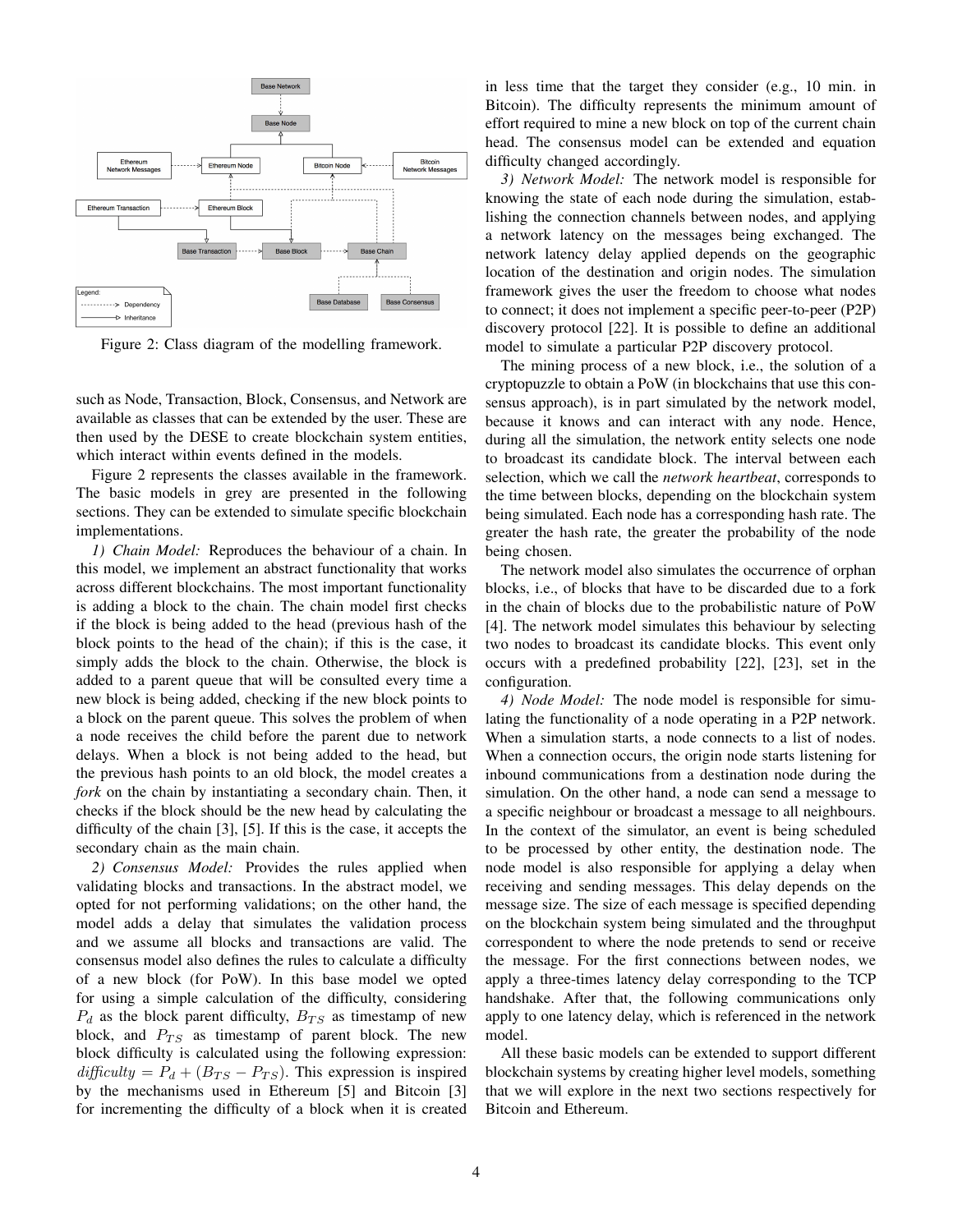Figure 2: Class diagram of the modelling framework.

such as Node, Transaction, Block, Consensus, and Network are available as classes that can be extended by the user. These are then used by the DESE to create blockchain system entities, which interact within events defined in the models.

Figure 2 represents the classes available in the framework. The basic models in grey are presented in the following sections. They can be extended to simulate specific blockchain implementations.

*1) Chain Model:* Reproduces the behaviour of a chain. In this model, we implement an abstract functionality that works across different blockchains. The most important functionality is adding a block to the chain. The chain model first checks if the block is being added to the head (previous hash of the block points to the head of the chain); if this is the case, it simply adds the block to the chain. Otherwise, the block is added to a parent queue that will be consulted every time a new block is being added, checking if the new block points to a block on the parent queue. This solves the problem of when a node receives the child before the parent due to network delays. When a block is not being added to the head, but the previous hash points to an old block, the model creates a *fork* on the chain by instantiating a secondary chain. Then, it checks if the block should be the new head by calculating the difficulty of the chain [3], [5]. If this is the case, it accepts the secondary chain as the main chain.

*2) Consensus Model:* Provides the rules applied when validating blocks and transactions. In the abstract model, we opted for not performing validations; on the other hand, the model adds a delay that simulates the validation process and we assume all blocks and transactions are valid. The consensus model also defines the rules to calculate a difficulty of a new block (for PoW). In this base model we opted for using a simple calculation of the difficulty, considering $P_d$ as the block parent difficulty, $B_{TS}$ as timestamp of new block, and $P_{TS}$ as timestamp of parent block. The new block difficulty is calculated using the following expression: $difficulty = P_d + (B_{TS} - P_{TS})$. This expression is inspired by the mechanisms used in Ethereum [5] and Bitcoin [3] for incrementing the difficulty of a block when it is created in less time that the target they consider (e.g., 10 min. in Bitcoin). The difficulty represents the minimum amount of effort required to mine a new block on top of the current chain head. The consensus model can be extended and equation difficulty changed accordingly.

*3) Network Model:* The network model is responsible for knowing the state of each node during the simulation, establishing the connection channels between nodes, and applying a network latency on the messages being exchanged. The network latency delay applied depends on the geographic location of the destination and origin nodes. The simulation framework gives the user the freedom to choose what nodes to connect; it does not implement a specific peer-to-peer (P2P) discovery protocol [22]. It is possible to define an additional model to simulate a particular P2P discovery protocol.

The mining process of a new block, i.e., the solution of a cryptopuzzle to obtain a PoW (in blockchains that use this consensus approach), is in part simulated by the network model, because it knows and can interact with any node. Hence, during all the simulation, the network entity selects one node to broadcast its candidate block. The interval between each selection, which we call the *network heartbeat*, corresponds to the time between blocks, depending on the blockchain system being simulated. Each node has a corresponding hash rate. The greater the hash rate, the greater the probability of the node being chosen.

The network model also simulates the occurrence of orphan blocks, i.e., of blocks that have to be discarded due to a fork in the chain of blocks due to the probabilistic nature of PoW [4]. The network model simulates this behaviour by selecting two nodes to broadcast its candidate blocks. This event only occurs with a predefined probability [22], [23], set in the configuration.

*4) Node Model:* The node model is responsible for simulating the functionality of a node operating in a P2P network. When a simulation starts, a node connects to a list of nodes. When a connection occurs, the origin node starts listening for inbound communications from a destination node during the simulation. On the other hand, a node can send a message to a specific neighbour or broadcast a message to all neighbours. In the context of the simulator, an event is being scheduled to be processed by other entity, the destination node. The node model is also responsible for applying a delay when receiving and sending messages. This delay depends on the message size. The size of each message is specified depending on the blockchain system being simulated and the throughput correspondent to where the node pretends to send or receive the message. For the first connections between nodes, we apply a three-times latency delay corresponding to the TCP handshake. After that, the following communications only apply to one latency delay, which is referenced in the network model.

All these basic models can be extended to support different blockchain systems by creating higher level models, something that we will explore in the next two sections respectively for Bitcoin and Ethereum.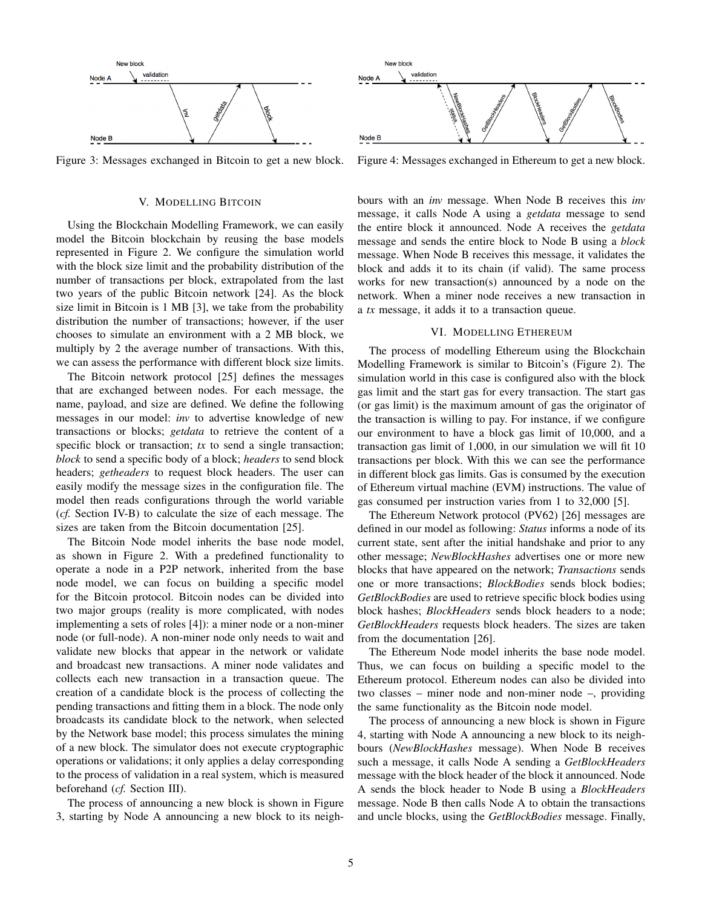Figure 3: Messages exchanged in Bitcoin to get a new block.

Figure 4: Messages exchanged in Ethereum to get a new block.

## V. Modelling Bitcoin

Using the Blockchain Modelling Framework, we can easily model the Bitcoin blockchain by reusing the base models represented in Figure 2. We configure the simulation world with the block size limit and the probability distribution of the number of transactions per block, extrapolated from the last two years of the public Bitcoin network [24]. As the block size limit in Bitcoin is 1 MB [3], we take from the probability distribution the number of transactions; however, if the user chooses to simulate an environment with a 2 MB block, we multiply by 2 the average number of transactions. With this, we can assess the performance with different block size limits.

The Bitcoin network protocol [25] defines the messages that are exchanged between nodes. For each message, the name, payload, and size are defined. We define the following messages in our model: *inv* to advertise knowledge of new transactions or blocks; *getdata* to retrieve the content of a specific block or transaction; *tx* to send a single transaction; *block* to send a specific body of a block; *headers* to send block headers; *getheaders* to request block headers. The user can easily modify the message sizes in the configuration file. The model then reads configurations through the world variable (*cf.* Section IV-B) to calculate the size of each message. The sizes are taken from the Bitcoin documentation [25].

The Bitcoin Node model inherits the base node model, as shown in Figure 2. With a predefined functionality to operate a node in a P2P network, inherited from the base node model, we can focus on building a specific model for the Bitcoin protocol. Bitcoin nodes can be divided into two major groups (reality is more complicated, with nodes implementing a sets of roles [4]): a miner node or a non-miner node (or full-node). A non-miner node only needs to wait and validate new blocks that appear in the network or validate and broadcast new transactions. A miner node validates and collects each new transaction in a transaction queue. The creation of a candidate block is the process of collecting the pending transactions and fitting them in a block. The node only broadcasts its candidate block to the network, when selected by the Network base model; this process simulates the mining of a new block. The simulator does not execute cryptographic operations or validations; it only applies a delay corresponding to the process of validation in a real system, which is measured beforehand (*cf.* Section III).

The process of announcing a new block is shown in Figure 3, starting by Node A announcing a new block to its neighbours with an *inv* message. When Node B receives this *inv* message, it calls Node A using a *getdata* message to send the entire block it announced. Node A receives the *getdata* message and sends the entire block to Node B using a *block* message. When Node B receives this message, it validates the block and adds it to its chain (if valid). The same process works for new transaction(s) announced by a node on the network. When a miner node receives a new transaction in a *tx* message, it adds it to a transaction queue.

## VI. Modelling Ethereum

The process of modelling Ethereum using the Blockchain Modelling Framework is similar to Bitcoin's (Figure 2). The simulation world in this case is configured also with the block gas limit and the start gas for every transaction. The start gas (or gas limit) is the maximum amount of gas the originator of the transaction is willing to pay. For instance, if we configure our environment to have a block gas limit of 10,000, and a transaction gas limit of 1,000, in our simulation we will fit 10 transactions per block. With this we can see the performance in different block gas limits. Gas is consumed by the execution of Ethereum virtual machine (EVM) instructions. The value of gas consumed per instruction varies from 1 to 32,000 [5].

The Ethereum Network protocol (PV62) [26] messages are defined in our model as following: *Status* informs a node of its current state, sent after the initial handshake and prior to any other message; *NewBlockHashes* advertises one or more new blocks that have appeared on the network; *Transactions* sends one or more transactions; *BlockBodies* sends block bodies; *GetBlockBodies* are used to retrieve specific block bodies using block hashes; *BlockHeaders* sends block headers to a node; *GetBlockHeaders* requests block headers. The sizes are taken from the documentation [26].

The Ethereum Node model inherits the base node model. Thus, we can focus on building a specific model to the Ethereum protocol. Ethereum nodes can also be divided into two classes – miner node and non-miner node –, providing the same functionality as the Bitcoin node model.

The process of announcing a new block is shown in Figure 4, starting with Node A announcing a new block to its neighbours (*NewBlockHashes* message). When Node B receives such a message, it calls Node A sending a *GetBlockHeaders* message with the block header of the block it announced. Node A sends the block header to Node B using a *BlockHeaders* message. Node B then calls Node A to obtain the transactions and uncle blocks, using the *GetBlockBodies* message. Finally,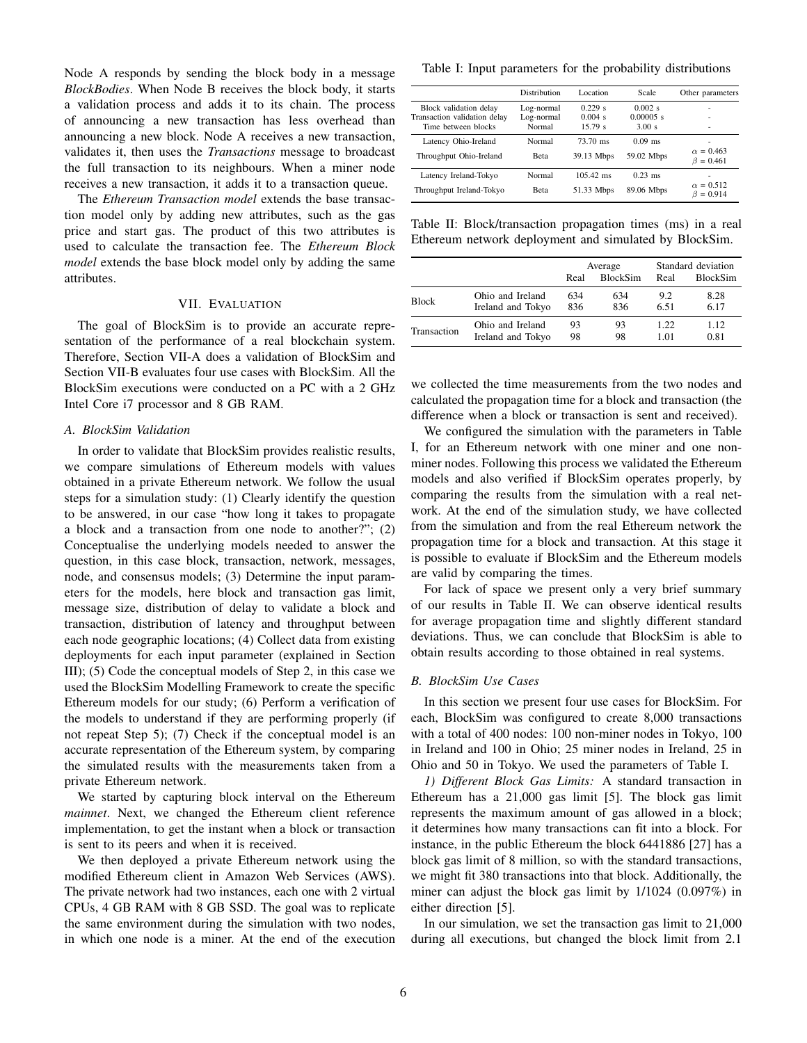Node A responds by sending the block body in a message *BlockBodies*. When Node B receives the block body, it starts a validation process and adds it to its chain. The process of announcing a new transaction has less overhead than announcing a new block. Node A receives a new transaction, validates it, then uses the *Transactions* message to broadcast the full transaction to its neighbours. When a miner node receives a new transaction, it adds it to a transaction queue.

The *Ethereum Transaction model* extends the base transaction model only by adding new attributes, such as the gas price and start gas. The product of this two attributes is used to calculate the transaction fee. The *Ethereum Block model* extends the base block model only by adding the same attributes.

## VII. Evaluation

The goal of BlockSim is to provide an accurate representation of the performance of a real blockchain system. Therefore, Section VII-A does a validation of BlockSim and Section VII-B evaluates four use cases with BlockSim. All the BlockSim executions were conducted on a PC with a 2 GHz Intel Core i7 processor and 8 GB RAM.

### A. BlockSim Validation

In order to validate that BlockSim provides realistic results, we compare simulations of Ethereum models with values obtained in a private Ethereum network. We follow the usual steps for a simulation study: (1) Clearly identify the question to be answered, in our case "how long it takes to propagate a block and a transaction from one node to another?"; (2) Conceptualise the underlying models needed to answer the question, in this case block, transaction, network, messages, node, and consensus models; (3) Determine the input parameters for the models, here block and transaction gas limit, message size, distribution of delay to validate a block and transaction, distribution of latency and throughput between each node geographic locations; (4) Collect data from existing deployments for each input parameter (explained in Section III); (5) Code the conceptual models of Step 2, in this case we used the BlockSim Modelling Framework to create the specific Ethereum models for our study; (6) Perform a verification of the models to understand if they are performing properly (if not repeat Step 5); (7) Check if the conceptual model is an accurate representation of the Ethereum system, by comparing the simulated results with the measurements taken from a private Ethereum network.

We started by capturing block interval on the Ethereum *mainnet*. Next, we changed the Ethereum client reference implementation, to get the instant when a block or transaction is sent to its peers and when it is received.

We then deployed a private Ethereum network using the modified Ethereum client in Amazon Web Services (AWS). The private network had two instances, each one with 2 virtual CPUs, 4 GB RAM with 8 GB SSD. The goal was to replicate the same environment during the simulation with two nodes, in which one node is a miner. At the end of the execution we collected the time measurements from the two nodes and calculated the propagation time for a block and transaction (the difference when a block or transaction is sent and received).

Table I: Input parameters for the probability distributions

| | Distribution | Location | Scale | Other parameters |
|---|---|---|---|---|
| Block validation delay | Log-normal | 0.229 s | 0.002 s | - |
| Transaction validation delay | Log-normal | 0.004 s | 0.00005 s | - |
| Time between blocks | Normal | 15.79 s | 3.00 s | - |
| Latency Ohio-Ireland | Normal | 73.70 ms | 0.09 ms | - |
| Throughput Ohio-Ireland | Beta | 39.13 Mbps | 59.02 Mbps | $\alpha$ = 0.463, $\beta$ = 0.461 |
| Latency Ireland-Tokyo | Normal | 105.42 ms | 0.23 ms | - |
| Throughput Ireland-Tokyo | Beta | 51.33 Mbps | 89.06 Mbps | $\alpha$ = 0.512, $\beta$ = 0.914 |

Table II: Block/transaction propagation times (ms) in a real Ethereum network deployment and simulated by BlockSim.

| | | Average | | Standard deviation | |
|---|---|---|---|---|---|
| | | Real | BlockSim | Real | BlockSim |
| Block | Ohio and Ireland | 634 | 634 | 9.2 | 8.28 |
| | Ireland and Tokyo | 836 | 836 | 6.51 | 6.17 |
| Transaction | Ohio and Ireland | 93 | 93 | 1.22 | 1.12 |
| | Ireland and Tokyo | 98 | 98 | 1.01 | 0.81 |

We configured the simulation with the parameters in Table I, for an Ethereum network with one miner and one non-miner nodes. Following this process we validated the Ethereum models and also verified if BlockSim operates properly, by comparing the results from the simulation with a real network. At the end of the simulation study, we have collected from the simulation and from the real Ethereum network the propagation time for a block and transaction. At this stage it is possible to evaluate if BlockSim and the Ethereum models are valid by comparing the times.

For lack of space we present only a very brief summary of our results in Table II. We can observe identical results for average propagation time and slightly different standard deviations. Thus, we can conclude that BlockSim is able to obtain results according to those obtained in real systems.

### B. BlockSim Use Cases

In this section we present four use cases for BlockSim. For each, BlockSim was configured to create 8,000 transactions with a total of 400 nodes: 100 non-miner nodes in Tokyo, 100 in Ireland and 100 in Ohio; 25 miner nodes in Ireland, 25 in Ohio and 50 in Tokyo. We used the parameters of Table I.

*1) Different Block Gas Limits:* A standard transaction in Ethereum has a 21,000 gas limit [5]. The block gas limit represents the maximum amount of gas allowed in a block; it determines how many transactions can fit into a block. For instance, in the public Ethereum the block 6441886 [27] has a block gas limit of 8 million, so with the standard transactions, we might fit 380 transactions into that block. Additionally, the miner can adjust the block gas limit by 1/1024 (0.097%) in either direction [5].

In our simulation, we set the transaction gas limit to 21,000 during all executions, but changed the block limit from 2.1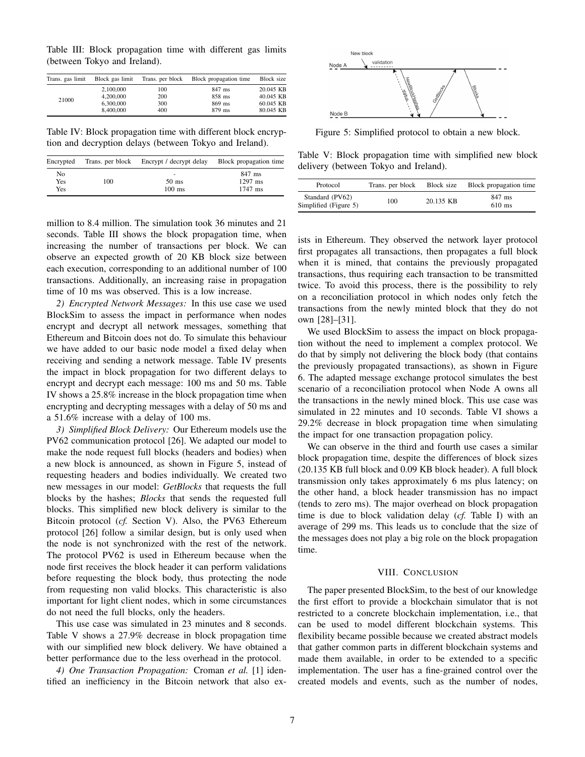Table III: Block propagation time with different gas limits (between Tokyo and Ireland).

| Trans. gas limit | Block gas limit | Trans. per block | Block propagation time | Block size |
|---|---|---|---|---|
| 21000 | 2,100,000 | 100 | 847 ms | 20.045 KB |
| | 4,200,000 | 200 | 858 ms | 40.045 KB |
| | 6,300,000 | 300 | 869 ms | 60.045 KB |
| | 8,400,000 | 400 | 879 ms | 80.045 KB |

Table IV: Block propagation time with different block encryption and decryption delays (between Tokyo and Ireland).

| Encrypted | Trans. per block | Encrypt / decrypt delay | Block propagation time |
|---|---|---|---|
| No | 100 | - | 847 ms |
| Yes | | 50 ms | 1297 ms |
| Yes | | 100 ms | 1747 ms |

million to 8.4 million. The simulation took 36 minutes and 21 seconds. Table III shows the block propagation time, when increasing the number of transactions per block. We can observe an expected growth of 20 KB block size between each execution, corresponding to an additional number of 100 transactions. Additionally, an increasing raise in propagation time of 10 ms was observed. This is a low increase.

*2) Encrypted Network Messages:* In this use case we used BlockSim to assess the impact in performance when nodes encrypt and decrypt all network messages, something that Ethereum and Bitcoin does not do. To simulate this behaviour we have added to our basic node model a fixed delay when receiving and sending a network message. Table IV presents the impact in block propagation for two different delays to encrypt and decrypt each message: 100 ms and 50 ms. Table IV shows a 25.8% increase in the block propagation time when encrypting and decrypting messages with a delay of 50 ms and a 51.6% increase with a delay of 100 ms.

*3) Simplified Block Delivery:* Our Ethereum models use the PV62 communication protocol [26]. We adapted our model to make the node request full blocks (headers and bodies) when a new block is announced, as shown in Figure 5, instead of requesting headers and bodies individually. We created two new messages in our model: *GetBlocks* that requests the full blocks by the hashes; *Blocks* that sends the requested full blocks. This simplified new block delivery is similar to the Bitcoin protocol (*cf.* Section V). Also, the PV63 Ethereum protocol [26] follow a similar design, but is only used when the node is not synchronized with the rest of the network. The protocol PV62 is used in Ethereum because when the node first receives the block header it can perform validations before requesting the block body, thus protecting the node from requesting non valid blocks. This characteristic is also important for light client nodes, which in some circumstances do not need the full blocks, only the headers.

This use case was simulated in 23 minutes and 8 seconds. Table V shows a 27.9% decrease in block propagation time with our simplified new block delivery. We have obtained a better performance due to the less overhead in the protocol.

*4) One Transaction Propagation:* Croman *et al.* [1] identified an inefficiency in the Bitcoin network that also exists in Ethereum. They observed the network layer protocol first propagates all transactions, then propagates a full block when it is mined, that contains the previously propagated transactions, thus requiring each transaction to be transmitted twice. To avoid this process, there is the possibility to rely on a reconciliation protocol in which nodes only fetch the transactions from the newly minted block that they do not own [28]–[31].

Figure 5: Simplified protocol to obtain a new block.

Table V: Block propagation time with simplified new block delivery (between Tokyo and Ireland).

| Protocol | Trans. per block | Block size | Block propagation time |
|---|---|---|---|
| Standard (PV62) | 100 | 20.135 KB | 847 ms |
| Simplified (Figure 5) | | | 610 ms |

We used BlockSim to assess the impact on block propagation without the need to implement a complex protocol. We do that by simply not delivering the block body (that contains the previously propagated transactions), as shown in Figure 6. The adapted message exchange protocol simulates the best scenario of a reconciliation protocol when Node A owns all the transactions in the newly mined block. This use case was simulated in 22 minutes and 10 seconds. Table VI shows a 29.2% decrease in block propagation time when simulating the impact for one transaction propagation policy.

We can observe in the third and fourth use cases a similar block propagation time, despite the differences of block sizes (20.135 KB full block and 0.09 KB block header). A full block transmission only takes approximately 6 ms plus latency; on the other hand, a block header transmission has no impact (tends to zero ms). The major overhead on block propagation time is due to block validation delay (*cf.* Table I) with an average of 299 ms. This leads us to conclude that the size of the messages does not play a big role on the block propagation time.

## VIII. Conclusion

The paper presented BlockSim, to the best of our knowledge the first effort to provide a blockchain simulator that is not restricted to a concrete blockchain implementation, i.e., that can be used to model different blockchain systems. This flexibility became possible because we created abstract models that gather common parts in different blockchain systems and made them available, in order to be extended to a specific implementation. The user has a fine-grained control over the created models and events, such as the number of nodes,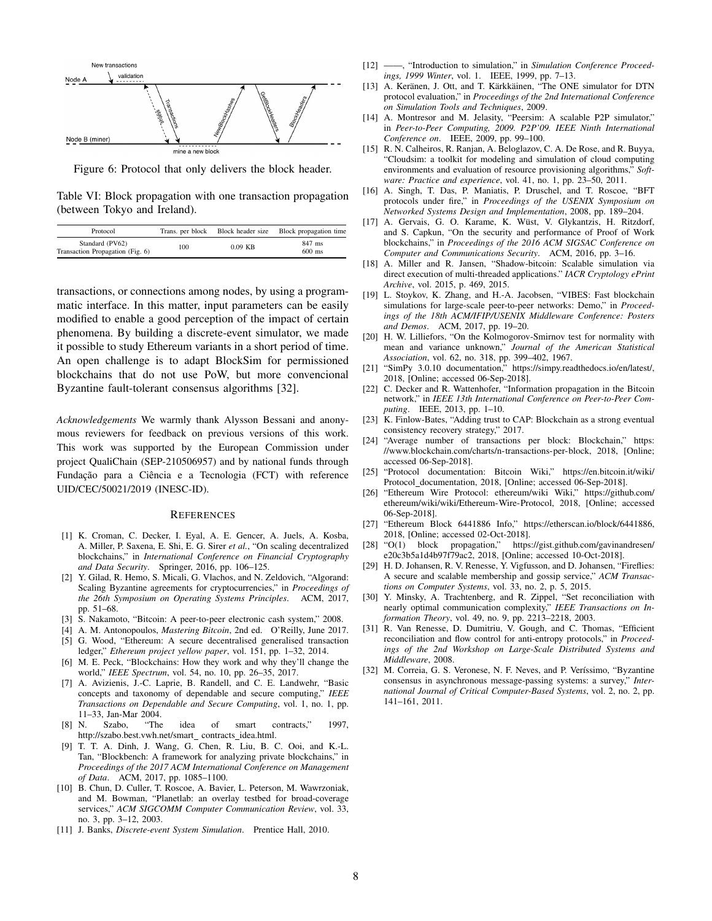New transactions

validation

Node A

Transactions

status

NewBlockHashes

GetBlockHeaders

BlockHeaders

Node B (miner)

mine a new block

Figure 6: Protocol that only delivers the block header.

Table VI: Block propagation with one transaction propagation (between Tokyo and Ireland).

| Protocol | Trans. per block | Block header size | Block propagation time |
|---|---|---|---|
| Standard (PV62) | 100 | 0.09 KB | 847 ms |
| Transaction Propagation (Fig. 6) | | | 600 ms |

transactions, or connections among nodes, by using a programmatic interface. In this matter, input parameters can be easily modified to enable a good perception of the impact of certain phenomena. By building a discrete-event simulator, we made it possible to study Ethereum variants in a short period of time. An open challenge is to adapt BlockSim for permissioned blockchains that do not use PoW, but more convencional Byzantine fault-tolerant consensus algorithms [32].

*Acknowledgements* We warmly thank Alysson Bessani and anonymous reviewers for feedback on previous versions of this work. This work was supported by the European Commission under project QualiChain (SEP-210506957) and by national funds through Fundação para a Ciência e a Tecnologia (FCT) with reference UID/CEC/50021/2019 (INESC-ID).

## References

[1] K. Croman, C. Decker, I. Eyal, A. E. Gencer, A. Juels, A. Kosba, A. Miller, P. Saxena, E. Shi, E. G. Sirer *et al.*, "On scaling decentralized blockchains," in *International Conference on Financial Cryptography and Data Security*. Springer, 2016, pp. 106–125.

[2] Y. Gilad, R. Hemo, S. Micali, G. Vlachos, and N. Zeldovich, "Algorand: Scaling Byzantine agreements for cryptocurrencies," in *Proceedings of the 26th Symposium on Operating Systems Principles*. ACM, 2017, pp. 51–68.

[3] S. Nakamoto, "Bitcoin: A peer-to-peer electronic cash system," 2008.

[4] A. M. Antonopoulos, *Mastering Bitcoin*, 2nd ed. O'Reilly, June 2017.

[5] G. Wood, "Ethereum: A secure decentralised generalised transaction ledger," *Ethereum project yellow paper*, vol. 151, pp. 1–32, 2014.

[6] M. E. Peck, "Blockchains: How they work and why they'll change the world," *IEEE Spectrum*, vol. 54, no. 10, pp. 26–35, 2017.

[7] A. Avizienis, J.-C. Laprie, B. Randell, and C. E. Landwehr, "Basic concepts and taxonomy of dependable and secure computing," *IEEE Transactions on Dependable and Secure Computing*, vol. 1, no. 1, pp. 11–33, Jan-Mar 2004.

[8] N. Szabo, "The idea of smart contracts," 1997, http://szabo.best.vwh.net/smart_ contracts_idea.html.

[9] T. T. A. Dinh, J. Wang, G. Chen, R. Liu, B. C. Ooi, and K.-L. Tan, "Blockbench: A framework for analyzing private blockchains," in *Proceedings of the 2017 ACM International Conference on Management of Data*. ACM, 2017, pp. 1085–1100.

[10] B. Chun, D. Culler, T. Roscoe, A. Bavier, L. Peterson, M. Wawrzoniak, and M. Bowman, "Planetlab: an overlay testbed for broad-coverage services," *ACM SIGCOMM Computer Communication Review*, vol. 33, no. 3, pp. 3–12, 2003.

[11] J. Banks, *Discrete-event System Simulation*. Prentice Hall, 2010.

[12] ——, "Introduction to simulation," in *Simulation Conference Proceedings, 1999 Winter*, vol. 1. IEEE, 1999, pp. 7–13.

[13] A. Keränen, J. Ott, and T. Kärkkäinen, "The ONE simulator for DTN protocol evaluation," in *Proceedings of the 2nd International Conference on Simulation Tools and Techniques*, 2009.

[14] A. Montresor and M. Jelasity, "Peersim: A scalable P2P simulator," in *Peer-to-Peer Computing, 2009. P2P'09. IEEE Ninth International Conference on*. IEEE, 2009, pp. 99–100.

[15] R. N. Calheiros, R. Ranjan, A. Beloglazov, C. A. De Rose, and R. Buyya, "Cloudsim: a toolkit for modeling and simulation of cloud computing environments and evaluation of resource provisioning algorithms," *Software: Practice and experience*, vol. 41, no. 1, pp. 23–50, 2011.

[16] A. Singh, T. Das, P. Maniatis, P. Druschel, and T. Roscoe, "BFT protocols under fire," in *Proceedings of the USENIX Symposium on Networked Systems Design and Implementation*, 2008, pp. 189–204.

[17] A. Gervais, G. O. Karame, K. Wüst, V. Glykantzis, H. Ritzdorf, and S. Capkun, "On the security and performance of Proof of Work blockchains," in *Proceedings of the 2016 ACM SIGSAC Conference on Computer and Communications Security*. ACM, 2016, pp. 3–16.

[18] A. Miller and R. Jansen, "Shadow-bitcoin: Scalable simulation via direct execution of multi-threaded applications." *IACR Cryptology ePrint Archive*, vol. 2015, p. 469, 2015.

[19] L. Stoykov, K. Zhang, and H.-A. Jacobsen, "VIBES: Fast blockchain simulations for large-scale peer-to-peer networks: Demo," in *Proceedings of the 18th ACM/IFIP/USENIX Middleware Conference: Posters and Demos*. ACM, 2017, pp. 19–20.

[20] H. W. Lilliefors, "On the Kolmogorov-Smirnov test for normality with mean and variance unknown," *Journal of the American Statistical Association*, vol. 62, no. 318, pp. 399–402, 1967.

[21] "SimPy 3.0.10 documentation," https://simpy.readthedocs.io/en/latest/, 2018, [Online; accessed 06-Sep-2018].

[22] C. Decker and R. Wattenhofer, "Information propagation in the Bitcoin network," in *IEEE 13th International Conference on Peer-to-Peer Computing*. IEEE, 2013, pp. 1–10.

[23] K. Finlow-Bates, "Adding trust to CAP: Blockchain as a strong eventual consistency recovery strategy," 2017.

[24] "Average number of transactions per block: Blockchain," https://www.blockchain.com/charts/n-transactions-per-block, 2018, [Online; accessed 06-Sep-2018].

[25] "Protocol documentation: Bitcoin Wiki," https://en.bitcoin.it/wiki/Protocol_documentation, 2018, [Online; accessed 06-Sep-2018].

[26] "Ethereum Wire Protocol: ethereum/wiki Wiki," https://github.com/ethereum/wiki/wiki/Ethereum-Wire-Protocol, 2018, [Online; accessed 06-Sep-2018].

[27] "Ethereum Block 6441886 Info," https://etherscan.io/block/6441886, 2018, [Online; accessed 02-Oct-2018].

[28] "O(1) block propagation," https://gist.github.com/gavinandresen/e20c3b5a1d4b97f79ac2, 2018, [Online; accessed 10-Oct-2018].

[29] H. D. Johansen, R. V. Renesse, Y. Vigfusson, and D. Johansen, "Fireflies: A secure and scalable membership and gossip service," *ACM Transactions on Computer Systems*, vol. 33, no. 2, p. 5, 2015.

[30] Y. Minsky, A. Trachtenberg, and R. Zippel, "Set reconciliation with nearly optimal communication complexity," *IEEE Transactions on Information Theory*, vol. 49, no. 9, pp. 2213–2218, 2003.

[31] R. Van Renesse, D. Dumitriu, V. Gough, and C. Thomas, "Efficient reconciliation and flow control for anti-entropy protocols," in *Proceedings of the 2nd Workshop on Large-Scale Distributed Systems and Middleware*, 2008.

[32] M. Correia, G. S. Veronese, N. F. Neves, and P. Veríssimo, "Byzantine consensus in asynchronous message-passing systems: a survey," *International Journal of Critical Computer-Based Systems*, vol. 2, no. 2, pp. 141–161, 2011.